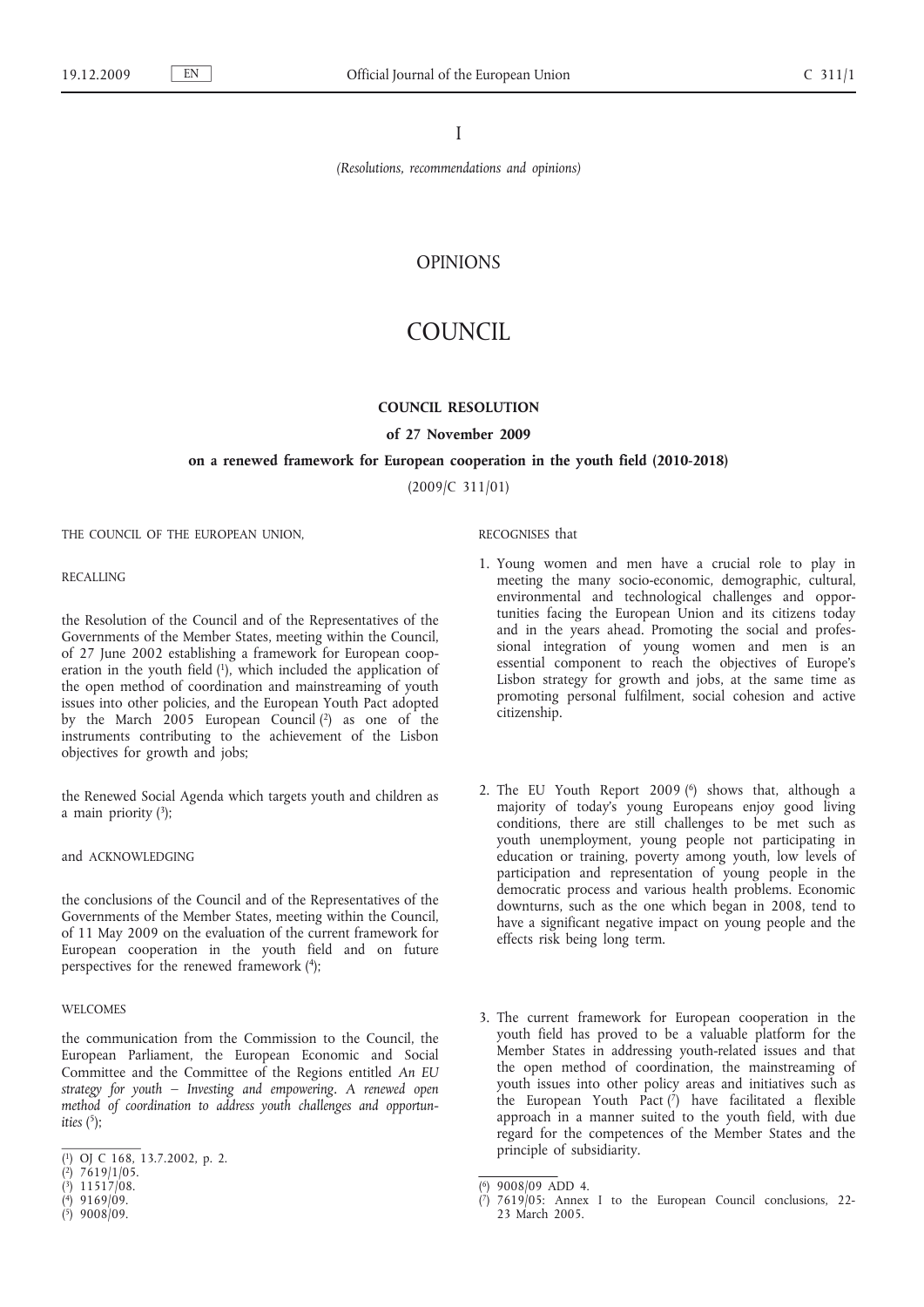I

*(Resolutions, recommendations and opinions)*

# OPINIONS

# COUNCIL

## COUNCIL RESOLUTION

### of 27 November 2009

### on a renewed framework for European cooperation in the youth field (2010-2018)

(2009/C 311/01)

THE COUNCIL OF THE EUROPEAN UNION,

RECALLING

the Resolution of the Council and of the Representatives of the Governments of the Member States, meeting within the Council, of 27 June 2002 establishing a framework for European cooperation in the youth field [1], which included the application of the open method of coordination and mainstreaming of youth issues into other policies, and the European Youth Pact adopted by the March 2005 European Council [2] as one of the instruments contributing to the achievement of the Lisbon objectives for growth and jobs;

the Renewed Social Agenda which targets youth and children as a main priority [3];

and ACKNOWLEDGING

the conclusions of the Council and of the Representatives of the Governments of the Member States, meeting within the Council, of 11 May 2009 on the evaluation of the current framework for European cooperation in the youth field and on future perspectives for the renewed framework [4];

WELCOMES

the communication from the Commission to the Council, the European Parliament, the European Economic and Social Committee and the Committee of the Regions entitled *An EU strategy for youth – Investing and empowering. A renewed open method of coordination to address youth challenges and opportunities* [5];

RECOGNISES that

1. Young women and men have a crucial role to play in meeting the many socio-economic, demographic, cultural, environmental and technological challenges and opportunities facing the European Union and its citizens today and in the years ahead. Promoting the social and professional integration of young women and men is an essential component to reach the objectives of Europe's Lisbon strategy for growth and jobs, at the same time as promoting personal fulfilment, social cohesion and active citizenship.

2. The EU Youth Report 2009 [6] shows that, although a majority of today's young Europeans enjoy good living conditions, there are still challenges to be met such as youth unemployment, young people not participating in education or training, poverty among youth, low levels of participation and representation of young people in the democratic process and various health problems. Economic downturns, such as the one which began in 2008, tend to have a significant negative impact on young people and the effects risk being long term.

3. The current framework for European cooperation in the youth field has proved to be a valuable platform for the Member States in addressing youth-related issues and that the open method of coordination, the mainstreaming of youth issues into other policy areas and initiatives such as the European Youth Pact [7] have facilitated a flexible approach in a manner suited to the youth field, with due regard for the competences of the Member States and the principle of subsidiarity.

---

[1] OJ C 168, 13.7.2002, p. 2.
[2] 7619/1/05.
[3] 11517/08.
[4] 9169/09.
[5] 9008/09.
[6] 9008/09 ADD 4.
[7] 7619/05: Annex I to the European Council conclusions, 22-23 March 2005.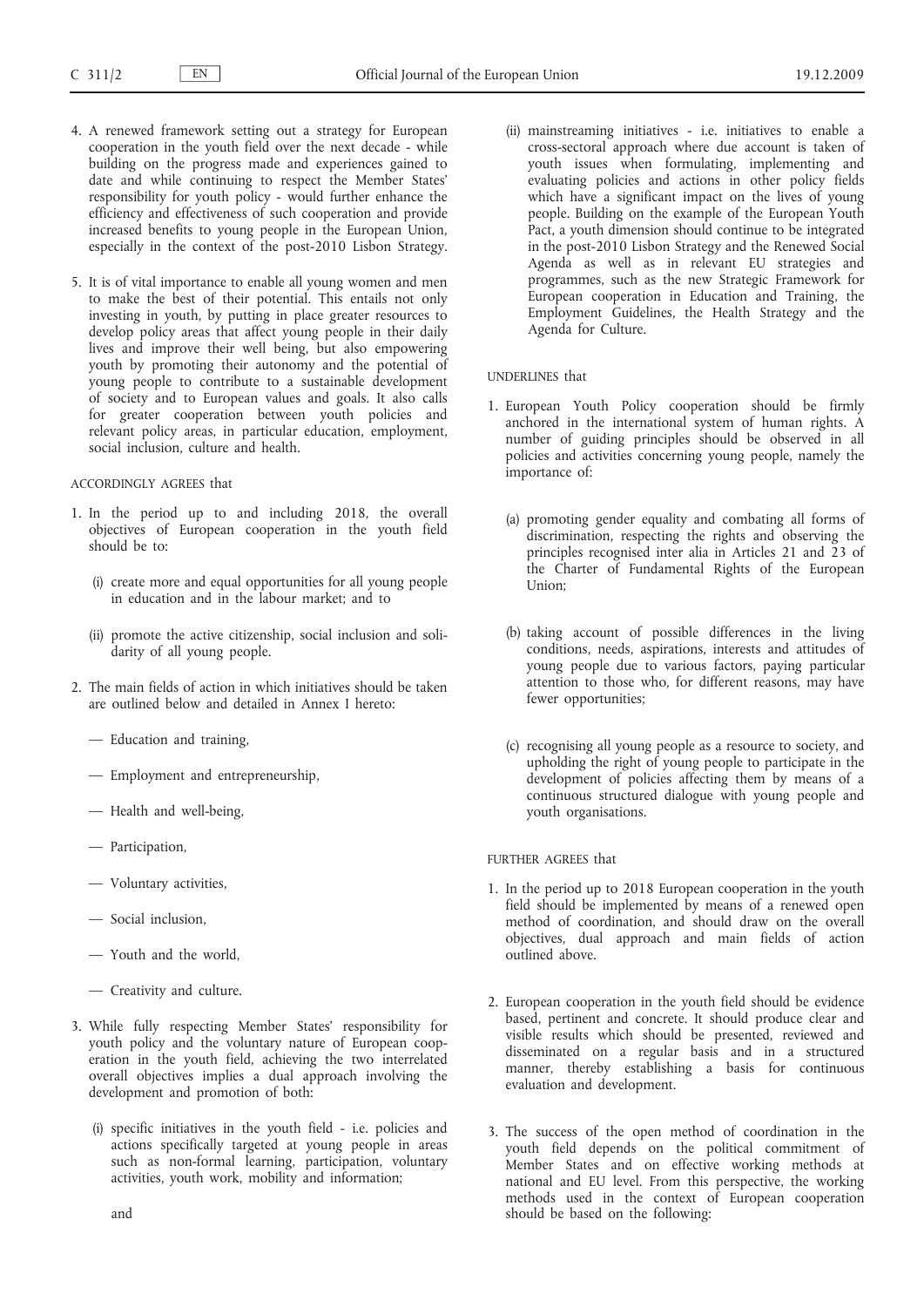4. A renewed framework setting out a strategy for European cooperation in the youth field over the next decade - while building on the progress made and experiences gained to date and while continuing to respect the Member States' responsibility for youth policy - would further enhance the efficiency and effectiveness of such cooperation and provide increased benefits to young people in the European Union, especially in the context of the post-2010 Lisbon Strategy.

5. It is of vital importance to enable all young women and men to make the best of their potential. This entails not only investing in youth, by putting in place greater resources to develop policy areas that affect young people in their daily lives and improve their well being, but also empowering youth by promoting their autonomy and the potential of young people to contribute to a sustainable development of society and to European values and goals. It also calls for greater cooperation between youth policies and relevant policy areas, in particular education, employment, social inclusion, culture and health.

ACCORDINGLY AGREES that

1. In the period up to and including 2018, the overall objectives of European cooperation in the youth field should be to:

   (i) create more and equal opportunities for all young people in education and in the labour market; and to

   (ii) promote the active citizenship, social inclusion and solidarity of all young people.

2. The main fields of action in which initiatives should be taken are outlined below and detailed in Annex I hereto:

   — Education and training,

   — Employment and entrepreneurship,

   — Health and well-being,

   — Participation,

   — Voluntary activities,

   — Social inclusion,

   — Youth and the world,

   — Creativity and culture.

3. While fully respecting Member States' responsibility for youth policy and the voluntary nature of European cooperation in the youth field, achieving the two interrelated overall objectives implies a dual approach involving the development and promotion of both:

   (i) specific initiatives in the youth field - i.e. policies and actions specifically targeted at young people in areas such as non-formal learning, participation, voluntary activities, youth work, mobility and information;

   and

   (ii) mainstreaming initiatives - i.e. initiatives to enable a cross-sectoral approach where due account is taken of youth issues when formulating, implementing and evaluating policies and actions in other policy fields which have a significant impact on the lives of young people. Building on the example of the European Youth Pact, a youth dimension should continue to be integrated in the post-2010 Lisbon Strategy and the Renewed Social Agenda as well as in relevant EU strategies and programmes, such as the new Strategic Framework for European cooperation in Education and Training, the Employment Guidelines, the Health Strategy and the Agenda for Culture.

UNDERLINES that

1. European Youth Policy cooperation should be firmly anchored in the international system of human rights. A number of guiding principles should be observed in all policies and activities concerning young people, namely the importance of:

   (a) promoting gender equality and combating all forms of discrimination, respecting the rights and observing the principles recognised inter alia in Articles 21 and 23 of the Charter of Fundamental Rights of the European Union;

   (b) taking account of possible differences in the living conditions, needs, aspirations, interests and attitudes of young people due to various factors, paying particular attention to those who, for different reasons, may have fewer opportunities;

   (c) recognising all young people as a resource to society, and upholding the right of young people to participate in the development of policies affecting them by means of a continuous structured dialogue with young people and youth organisations.

FURTHER AGREES that

1. In the period up to 2018 European cooperation in the youth field should be implemented by means of a renewed open method of coordination, and should draw on the overall objectives, dual approach and main fields of action outlined above.

2. European cooperation in the youth field should be evidence based, pertinent and concrete. It should produce clear and visible results which should be presented, reviewed and disseminated on a regular basis and in a structured manner, thereby establishing a basis for continuous evaluation and development.

3. The success of the open method of coordination in the youth field depends on the political commitment of Member States and on effective working methods at national and EU level. From this perspective, the working methods used in the context of European cooperation should be based on the following: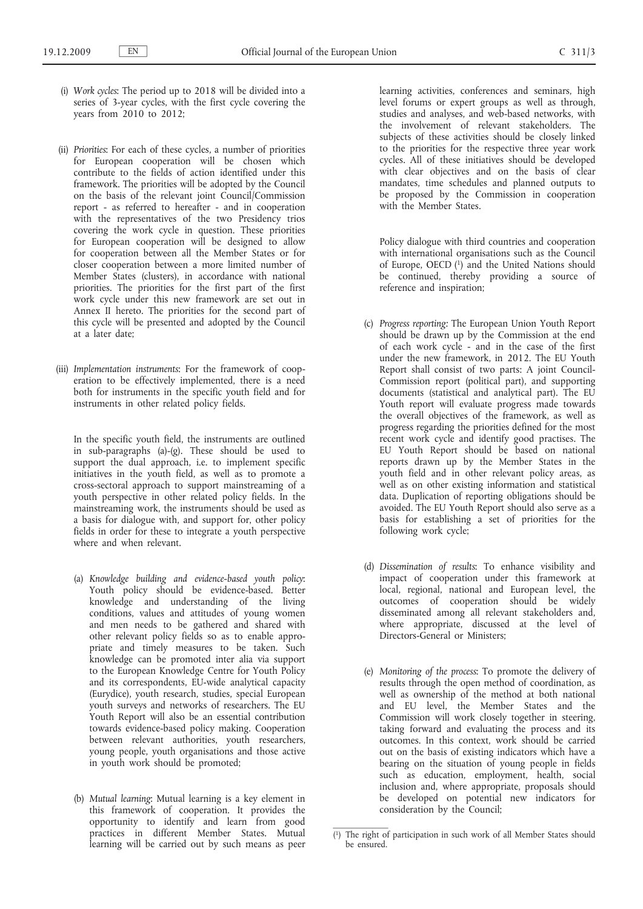(i) *Work cycles*: The period up to 2018 will be divided into a series of 3-year cycles, with the first cycle covering the years from 2010 to 2012;

(ii) *Priorities*: For each of these cycles, a number of priorities for European cooperation will be chosen which contribute to the fields of action identified under this framework. The priorities will be adopted by the Council on the basis of the relevant joint Council/Commission report - as referred to hereafter - and in cooperation with the representatives of the two Presidency trios covering the work cycle in question. These priorities for European cooperation will be designed to allow for cooperation between all the Member States or for closer cooperation between a more limited number of Member States (clusters), in accordance with national priorities. The priorities for the first part of the first work cycle under this new framework are set out in Annex II hereto. The priorities for the second part of this cycle will be presented and adopted by the Council at a later date;

(iii) *Implementation instruments*: For the framework of cooperation to be effectively implemented, there is a need both for instruments in the specific youth field and for instruments in other related policy fields.

In the specific youth field, the instruments are outlined in sub-paragraphs (a)-(g). These should be used to support the dual approach, i.e. to implement specific initiatives in the youth field, as well as to promote a cross-sectoral approach to support mainstreaming of a youth perspective in other related policy fields. In the mainstreaming work, the instruments should be used as a basis for dialogue with, and support for, other policy fields in order for these to integrate a youth perspective where and when relevant.

(a) *Knowledge building and evidence-based youth policy*: Youth policy should be evidence-based. Better knowledge and understanding of the living conditions, values and attitudes of young women and men needs to be gathered and shared with other relevant policy fields so as to enable appropriate and timely measures to be taken. Such knowledge can be promoted inter alia via support to the European Knowledge Centre for Youth Policy and its correspondents, EU-wide analytical capacity (Eurydice), youth research, studies, special European youth surveys and networks of researchers. The EU Youth Report will also be an essential contribution towards evidence-based policy making. Cooperation between relevant authorities, youth researchers, young people, youth organisations and those active in youth work should be promoted;

(b) *Mutual learning*: Mutual learning is a key element in this framework of cooperation. It provides the opportunity to identify and learn from good practices in different Member States. Mutual learning will be carried out by such means as peer learning activities, conferences and seminars, high level forums or expert groups as well as through, studies and analyses, and web-based networks, with the involvement of relevant stakeholders. The subjects of these activities should be closely linked to the priorities for the respective three year work cycles. All of these initiatives should be developed with clear objectives and on the basis of clear mandates, time schedules and planned outputs to be proposed by the Commission in cooperation with the Member States.

Policy dialogue with third countries and cooperation with international organisations such as the Council of Europe, OECD [1] and the United Nations should be continued, thereby providing a source of reference and inspiration;

(c) *Progress reporting:* The European Union Youth Report should be drawn up by the Commission at the end of each work cycle - and in the case of the first under the new framework, in 2012. The EU Youth Report shall consist of two parts: A joint Council-Commission report (political part), and supporting documents (statistical and analytical part). The EU Youth report will evaluate progress made towards the overall objectives of the framework, as well as progress regarding the priorities defined for the most recent work cycle and identify good practises. The EU Youth Report should be based on national reports drawn up by the Member States in the youth field and in other relevant policy areas, as well as on other existing information and statistical data. Duplication of reporting obligations should be avoided. The EU Youth Report should also serve as a basis for establishing a set of priorities for the following work cycle;

(d) *Dissemination of results*: To enhance visibility and impact of cooperation under this framework at local, regional, national and European level, the outcomes of cooperation should be widely disseminated among all relevant stakeholders and, where appropriate, discussed at the level of Directors-General or Ministers;

(e) *Monitoring of the process*: To promote the delivery of results through the open method of coordination, as well as ownership of the method at both national and EU level, the Member States and the Commission will work closely together in steering, taking forward and evaluating the process and its outcomes. In this context, work should be carried out on the basis of existing indicators which have a bearing on the situation of young people in fields such as education, employment, health, social inclusion and, where appropriate, proposals should be developed on potential new indicators for consideration by the Council;

[1] The right of participation in such work of all Member States should be ensured.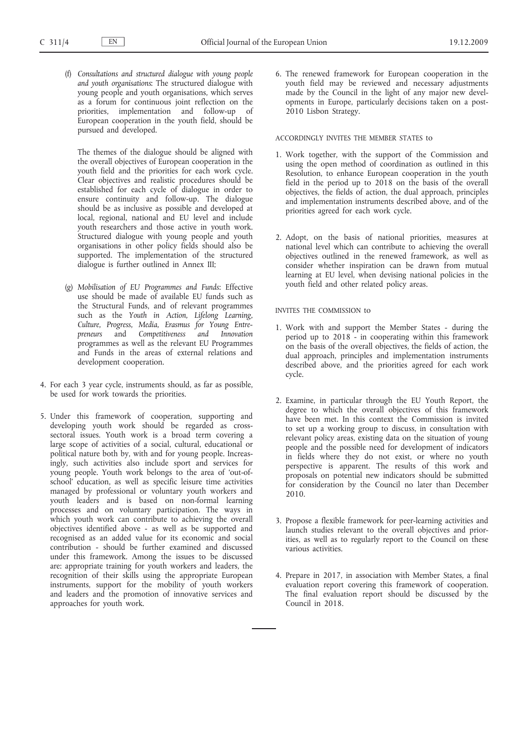(f) *Consultations and structured dialogue with young people and youth organisations*: The structured dialogue with young people and youth organisations, which serves as a forum for continuous joint reflection on the priorities, implementation and follow-up of European cooperation in the youth field, should be pursued and developed.

The themes of the dialogue should be aligned with the overall objectives of European cooperation in the youth field and the priorities for each work cycle. Clear objectives and realistic procedures should be established for each cycle of dialogue in order to ensure continuity and follow-up. The dialogue should be as inclusive as possible and developed at local, regional, national and EU level and include youth researchers and those active in youth work. Structured dialogue with young people and youth organisations in other policy fields should also be supported. The implementation of the structured dialogue is further outlined in Annex III;

(g) *Mobilisation of EU Programmes and Funds*: Effective use should be made of available EU funds such as the Structural Funds, and of relevant programmes such as the *Youth in Action, Lifelong Learning, Culture, Progress, Media, Erasmus for Young Entrepreneurs* and *Competitiveness and Innovation* programmes as well as the relevant EU Programmes and Funds in the areas of external relations and development cooperation.

4. For each 3 year cycle, instruments should, as far as possible, be used for work towards the priorities.

5. Under this framework of cooperation, supporting and developing youth work should be regarded as cross-sectoral issues. Youth work is a broad term covering a large scope of activities of a social, cultural, educational or political nature both by, with and for young people. Increasingly, such activities also include sport and services for young people. Youth work belongs to the area of 'out-of-school' education, as well as specific leisure time activities managed by professional or voluntary youth workers and youth leaders and is based on non-formal learning processes and on voluntary participation. The ways in which youth work can contribute to achieving the overall objectives identified above - as well as be supported and recognised as an added value for its economic and social contribution - should be further examined and discussed under this framework. Among the issues to be discussed are: appropriate training for youth workers and leaders, the recognition of their skills using the appropriate European instruments, support for the mobility of youth workers and leaders and the promotion of innovative services and approaches for youth work.

6. The renewed framework for European cooperation in the youth field may be reviewed and necessary adjustments made by the Council in the light of any major new developments in Europe, particularly decisions taken on a post-2010 Lisbon Strategy.

ACCORDINGLY INVITES THE MEMBER STATES to

1. Work together, with the support of the Commission and using the open method of coordination as outlined in this Resolution, to enhance European cooperation in the youth field in the period up to 2018 on the basis of the overall objectives, the fields of action, the dual approach, principles and implementation instruments described above, and of the priorities agreed for each work cycle.

2. Adopt, on the basis of national priorities, measures at national level which can contribute to achieving the overall objectives outlined in the renewed framework, as well as consider whether inspiration can be drawn from mutual learning at EU level, when devising national policies in the youth field and other related policy areas.

INVITES THE COMMISSION to

1. Work with and support the Member States - during the period up to 2018 - in cooperating within this framework on the basis of the overall objectives, the fields of action, the dual approach, principles and implementation instruments described above, and the priorities agreed for each work cycle.

2. Examine, in particular through the EU Youth Report, the degree to which the overall objectives of this framework have been met. In this context the Commission is invited to set up a working group to discuss, in consultation with relevant policy areas, existing data on the situation of young people and the possible need for development of indicators in fields where they do not exist, or where no youth perspective is apparent. The results of this work and proposals on potential new indicators should be submitted for consideration by the Council no later than December 2010.

3. Propose a flexible framework for peer-learning activities and launch studies relevant to the overall objectives and priorities, as well as to regularly report to the Council on these various activities.

4. Prepare in 2017, in association with Member States, a final evaluation report covering this framework of cooperation. The final evaluation report should be discussed by the Council in 2018.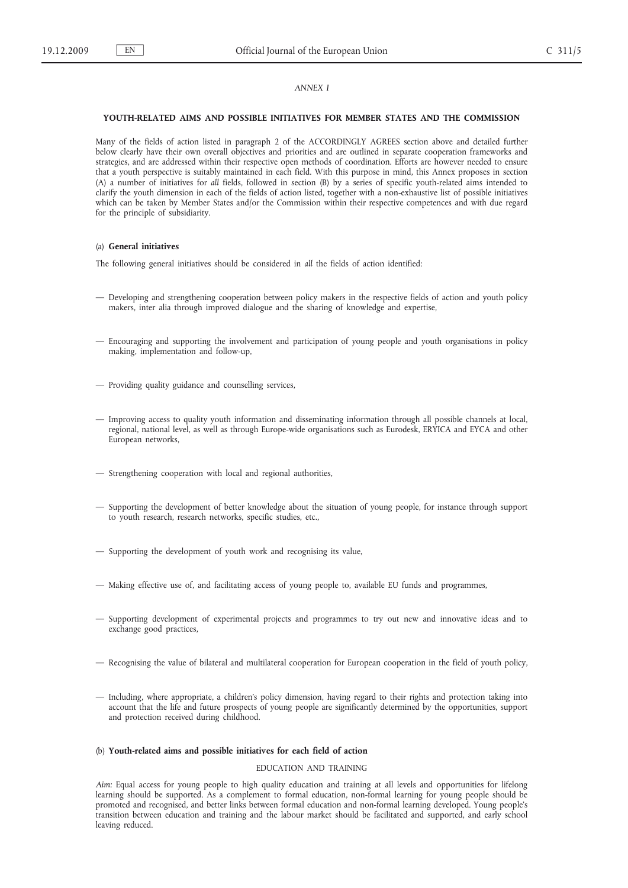*ANNEX I*

**YOUTH-RELATED AIMS AND POSSIBLE INITIATIVES FOR MEMBER STATES AND THE COMMISSION**

Many of the fields of action listed in paragraph 2 of the ACCORDINGLY AGREES section above and detailed further below clearly have their own overall objectives and priorities and are outlined in separate cooperation frameworks and strategies, and are addressed within their respective open methods of coordination. Efforts are however needed to ensure that a youth perspective is suitably maintained in each field. With this purpose in mind, this Annex proposes in section (A) a number of initiatives for *all* fields, followed in section (B) by a series of specific youth-related aims intended to clarify the youth dimension in each of the fields of action listed, together with a non-exhaustive list of possible initiatives which can be taken by Member States and/or the Commission within their respective competences and with due regard for the principle of subsidiarity.

(a) **General initiatives**

The following general initiatives should be considered in *all* the fields of action identified:

— Developing and strengthening cooperation between policy makers in the respective fields of action and youth policy makers, inter alia through improved dialogue and the sharing of knowledge and expertise,

— Encouraging and supporting the involvement and participation of young people and youth organisations in policy making, implementation and follow-up,

— Providing quality guidance and counselling services,

— Improving access to quality youth information and disseminating information through all possible channels at local, regional, national level, as well as through Europe-wide organisations such as Eurodesk, ERYICA and EYCA and other European networks,

— Strengthening cooperation with local and regional authorities,

— Supporting the development of better knowledge about the situation of young people, for instance through support to youth research, research networks, specific studies, etc.,

— Supporting the development of youth work and recognising its value,

— Making effective use of, and facilitating access of young people to, available EU funds and programmes,

— Supporting development of experimental projects and programmes to try out new and innovative ideas and to exchange good practices,

— Recognising the value of bilateral and multilateral cooperation for European cooperation in the field of youth policy,

— Including, where appropriate, a children's policy dimension, having regard to their rights and protection taking into account that the life and future prospects of young people are significantly determined by the opportunities, support and protection received during childhood.

(b) **Youth-related aims and possible initiatives for each field of action**

EDUCATION AND TRAINING

*Aim:* Equal access for young people to high quality education and training at all levels and opportunities for lifelong learning should be supported. As a complement to formal education, non-formal learning for young people should be promoted and recognised, and better links between formal education and non-formal learning developed. Young people's transition between education and training and the labour market should be facilitated and supported, and early school leaving reduced.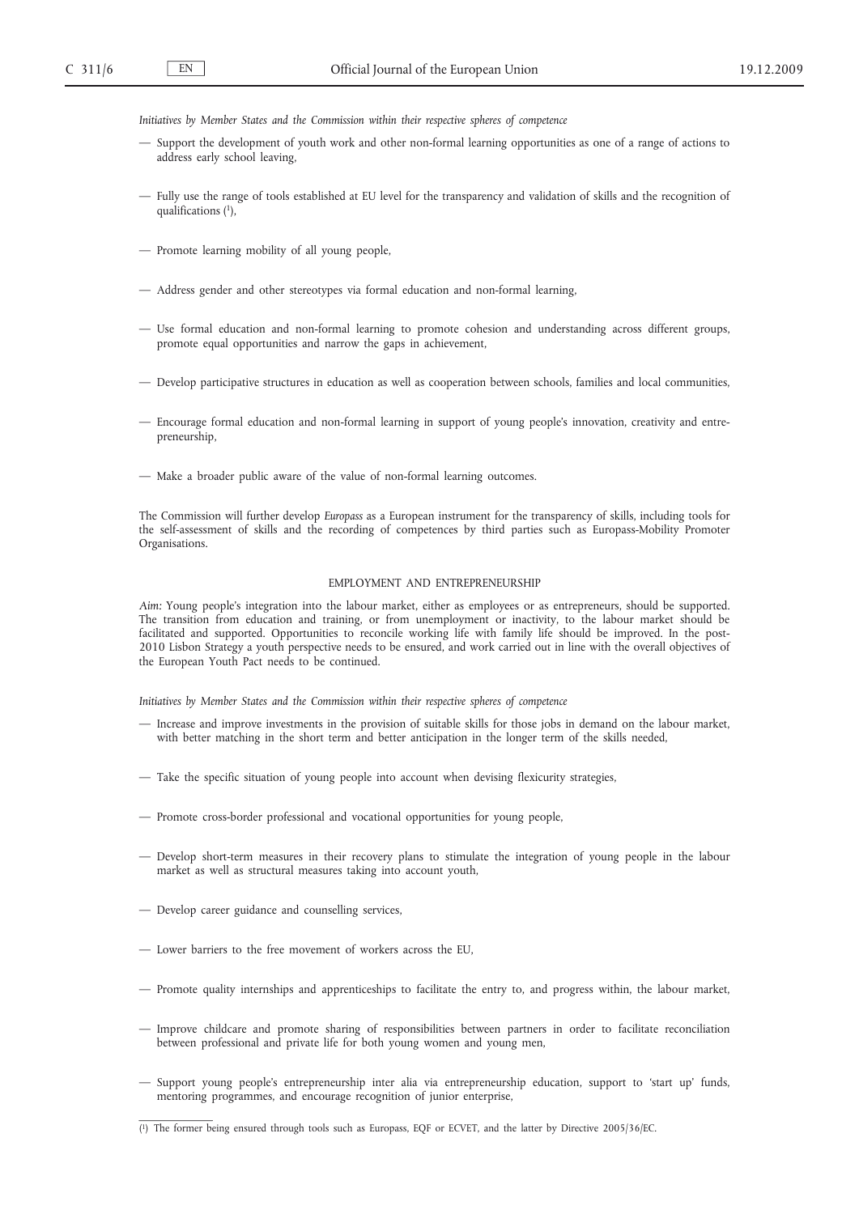*Initiatives by Member States and the Commission within their respective spheres of competence*

— Support the development of youth work and other non-formal learning opportunities as one of a range of actions to address early school leaving,

— Fully use the range of tools established at EU level for the transparency and validation of skills and the recognition of qualifications [1],

— Promote learning mobility of all young people,

— Address gender and other stereotypes via formal education and non-formal learning,

— Use formal education and non-formal learning to promote cohesion and understanding across different groups, promote equal opportunities and narrow the gaps in achievement,

— Develop participative structures in education as well as cooperation between schools, families and local communities,

— Encourage formal education and non-formal learning in support of young people's innovation, creativity and entrepreneurship,

— Make a broader public aware of the value of non-formal learning outcomes.

The Commission will further develop *Europass* as a European instrument for the transparency of skills, including tools for the self-assessment of skills and the recording of competences by third parties such as Europass-Mobility Promoter Organisations.

## EMPLOYMENT AND ENTREPRENEURSHIP

*Aim:* Young people's integration into the labour market, either as employees or as entrepreneurs, should be supported. The transition from education and training, or from unemployment or inactivity, to the labour market should be facilitated and supported. Opportunities to reconcile working life with family life should be improved. In the post-2010 Lisbon Strategy a youth perspective needs to be ensured, and work carried out in line with the overall objectives of the European Youth Pact needs to be continued.

*Initiatives by Member States and the Commission within their respective spheres of competence*

— Increase and improve investments in the provision of suitable skills for those jobs in demand on the labour market, with better matching in the short term and better anticipation in the longer term of the skills needed,

— Take the specific situation of young people into account when devising flexicurity strategies,

— Promote cross-border professional and vocational opportunities for young people,

— Develop short-term measures in their recovery plans to stimulate the integration of young people in the labour market as well as structural measures taking into account youth,

— Develop career guidance and counselling services,

— Lower barriers to the free movement of workers across the EU,

— Promote quality internships and apprenticeships to facilitate the entry to, and progress within, the labour market,

— Improve childcare and promote sharing of responsibilities between partners in order to facilitate reconciliation between professional and private life for both young women and young men,

— Support young people's entrepreneurship inter alia via entrepreneurship education, support to 'start up' funds, mentoring programmes, and encourage recognition of junior enterprise,

---

[1] The former being ensured through tools such as Europass, EQF or ECVET, and the latter by Directive 2005/36/EC.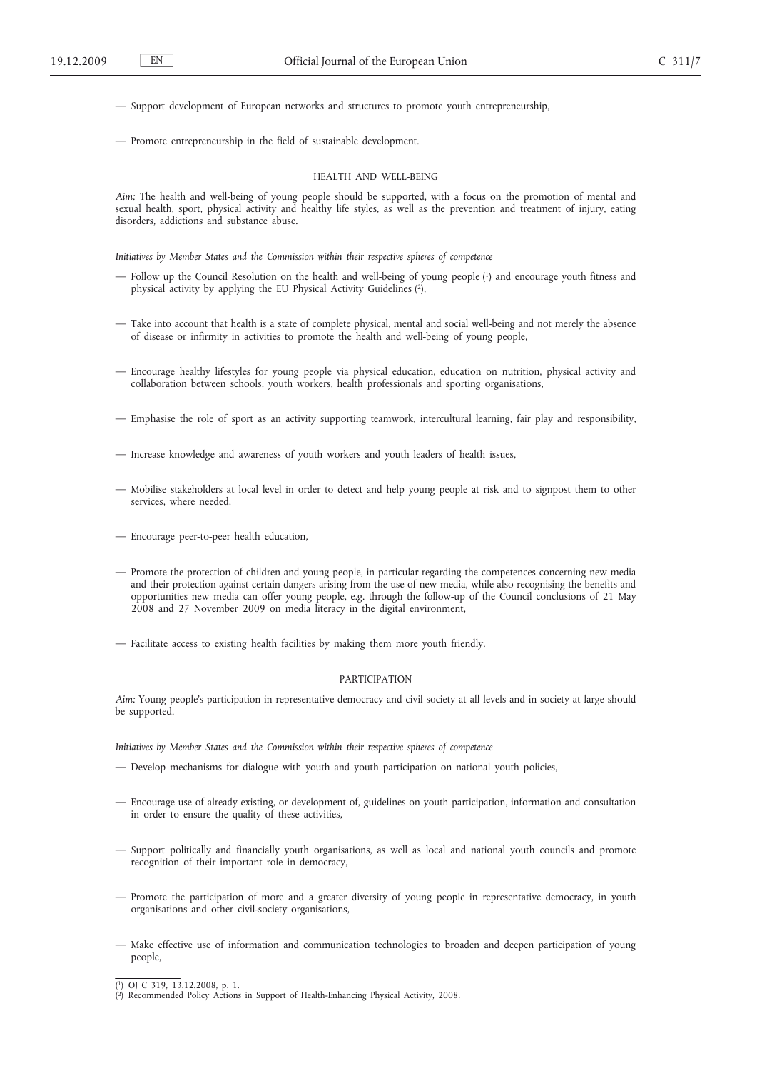— Support development of European networks and structures to promote youth entrepreneurship,

— Promote entrepreneurship in the field of sustainable development.

### HEALTH AND WELL-BEING

*Aim:* The health and well-being of young people should be supported, with a focus on the promotion of mental and sexual health, sport, physical activity and healthy life styles, as well as the prevention and treatment of injury, eating disorders, addictions and substance abuse.

*Initiatives by Member States and the Commission within their respective spheres of competence*

— Follow up the Council Resolution on the health and well-being of young people [1] and encourage youth fitness and physical activity by applying the EU Physical Activity Guidelines [2],

— Take into account that health is a state of complete physical, mental and social well-being and not merely the absence of disease or infirmity in activities to promote the health and well-being of young people,

— Encourage healthy lifestyles for young people via physical education, education on nutrition, physical activity and collaboration between schools, youth workers, health professionals and sporting organisations,

— Emphasise the role of sport as an activity supporting teamwork, intercultural learning, fair play and responsibility,

— Increase knowledge and awareness of youth workers and youth leaders of health issues,

— Mobilise stakeholders at local level in order to detect and help young people at risk and to signpost them to other services, where needed,

— Encourage peer-to-peer health education,

— Promote the protection of children and young people, in particular regarding the competences concerning new media and their protection against certain dangers arising from the use of new media, while also recognising the benefits and opportunities new media can offer young people, e.g. through the follow-up of the Council conclusions of 21 May 2008 and 27 November 2009 on media literacy in the digital environment,

— Facilitate access to existing health facilities by making them more youth friendly.

### PARTICIPATION

*Aim:* Young people's participation in representative democracy and civil society at all levels and in society at large should be supported.

*Initiatives by Member States and the Commission within their respective spheres of competence*

— Develop mechanisms for dialogue with youth and youth participation on national youth policies,

— Encourage use of already existing, or development of, guidelines on youth participation, information and consultation in order to ensure the quality of these activities,

— Support politically and financially youth organisations, as well as local and national youth councils and promote recognition of their important role in democracy,

— Promote the participation of more and a greater diversity of young people in representative democracy, in youth organisations and other civil-society organisations,

— Make effective use of information and communication technologies to broaden and deepen participation of young people,

---

[1] OJ C 319, 13.12.2008, p. 1.

[2] Recommended Policy Actions in Support of Health-Enhancing Physical Activity, 2008.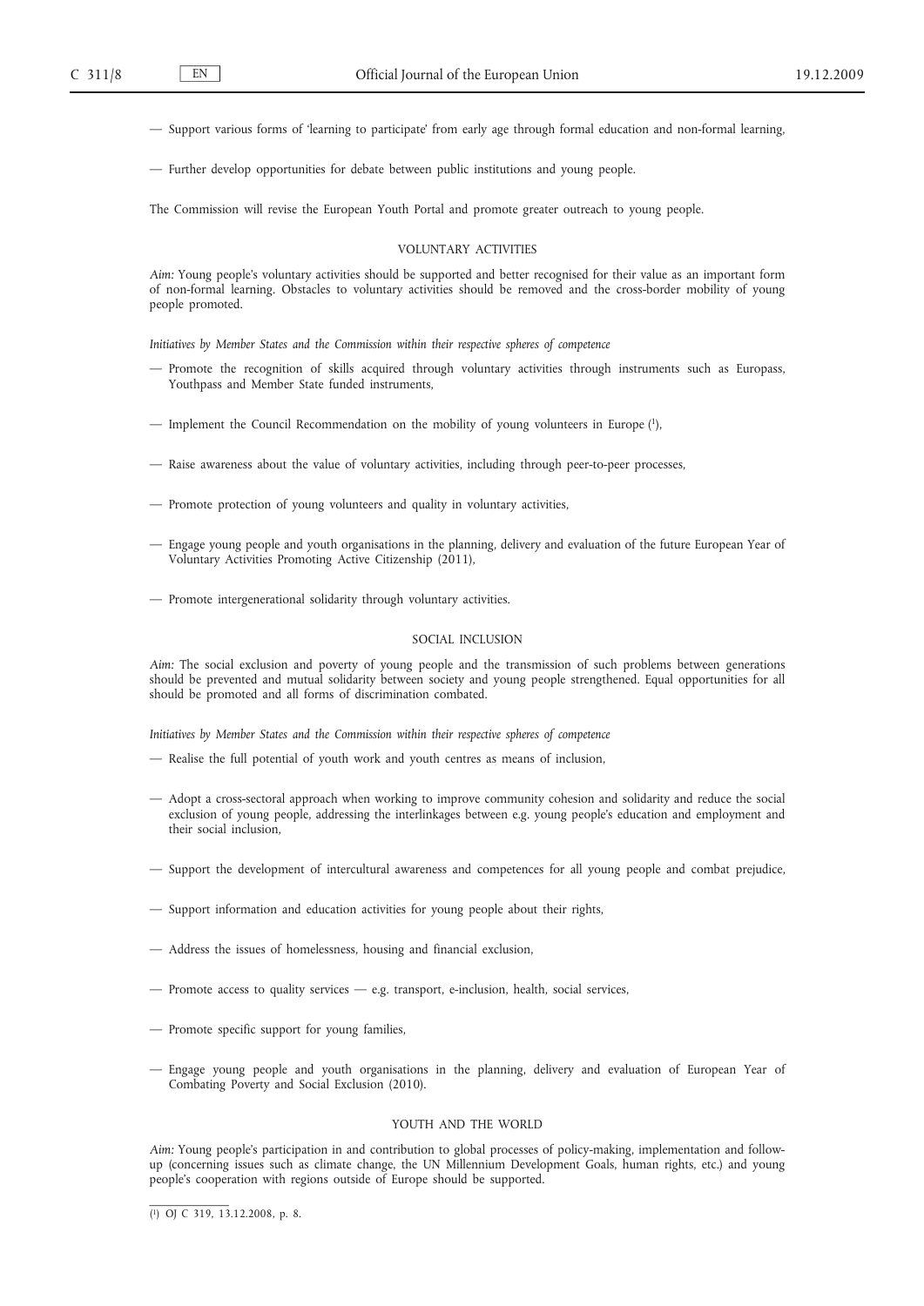— Support various forms of 'learning to participate' from early age through formal education and non-formal learning,

— Further develop opportunities for debate between public institutions and young people.

The Commission will revise the European Youth Portal and promote greater outreach to young people.

### VOLUNTARY ACTIVITIES

*Aim:* Young people's voluntary activities should be supported and better recognised for their value as an important form of non-formal learning. Obstacles to voluntary activities should be removed and the cross-border mobility of young people promoted.

*Initiatives by Member States and the Commission within their respective spheres of competence*

— Promote the recognition of skills acquired through voluntary activities through instruments such as Europass, Youthpass and Member State funded instruments,

— Implement the Council Recommendation on the mobility of young volunteers in Europe [1],

— Raise awareness about the value of voluntary activities, including through peer-to-peer processes,

— Promote protection of young volunteers and quality in voluntary activities,

— Engage young people and youth organisations in the planning, delivery and evaluation of the future European Year of Voluntary Activities Promoting Active Citizenship (2011),

— Promote intergenerational solidarity through voluntary activities.

### SOCIAL INCLUSION

*Aim:* The social exclusion and poverty of young people and the transmission of such problems between generations should be prevented and mutual solidarity between society and young people strengthened. Equal opportunities for all should be promoted and all forms of discrimination combated.

*Initiatives by Member States and the Commission within their respective spheres of competence*

— Realise the full potential of youth work and youth centres as means of inclusion,

— Adopt a cross-sectoral approach when working to improve community cohesion and solidarity and reduce the social exclusion of young people, addressing the interlinkages between e.g. young people's education and employment and their social inclusion,

— Support the development of intercultural awareness and competences for all young people and combat prejudice,

— Support information and education activities for young people about their rights,

— Address the issues of homelessness, housing and financial exclusion,

— Promote access to quality services — e.g. transport, e-inclusion, health, social services,

— Promote specific support for young families,

— Engage young people and youth organisations in the planning, delivery and evaluation of European Year of Combating Poverty and Social Exclusion (2010).

### YOUTH AND THE WORLD

*Aim:* Young people's participation in and contribution to global processes of policy-making, implementation and follow-up (concerning issues such as climate change, the UN Millennium Development Goals, human rights, etc.) and young people's cooperation with regions outside of Europe should be supported.

---

[1] OJ C 319, 13.12.2008, p. 8.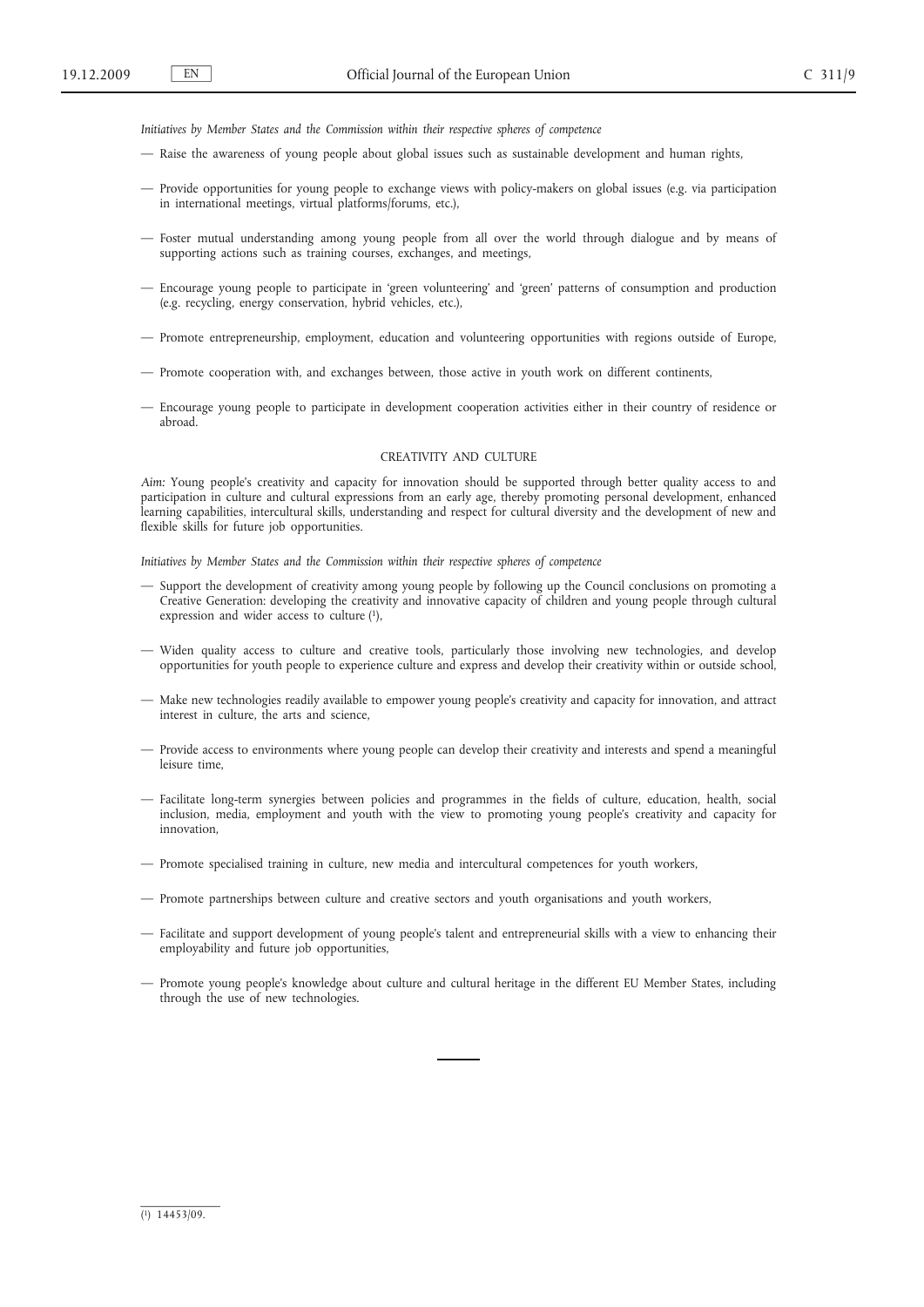*Initiatives by Member States and the Commission within their respective spheres of competence*

— Raise the awareness of young people about global issues such as sustainable development and human rights,

— Provide opportunities for young people to exchange views with policy-makers on global issues (e.g. via participation in international meetings, virtual platforms/forums, etc.),

— Foster mutual understanding among young people from all over the world through dialogue and by means of supporting actions such as training courses, exchanges, and meetings,

— Encourage young people to participate in 'green volunteering' and 'green' patterns of consumption and production (e.g. recycling, energy conservation, hybrid vehicles, etc.),

— Promote entrepreneurship, employment, education and volunteering opportunities with regions outside of Europe,

— Promote cooperation with, and exchanges between, those active in youth work on different continents,

— Encourage young people to participate in development cooperation activities either in their country of residence or abroad.

## CREATIVITY AND CULTURE

*Aim:* Young people's creativity and capacity for innovation should be supported through better quality access to and participation in culture and cultural expressions from an early age, thereby promoting personal development, enhanced learning capabilities, intercultural skills, understanding and respect for cultural diversity and the development of new and flexible skills for future job opportunities.

*Initiatives by Member States and the Commission within their respective spheres of competence*

— Support the development of creativity among young people by following up the Council conclusions on promoting a Creative Generation: developing the creativity and innovative capacity of children and young people through cultural expression and wider access to culture [1],

— Widen quality access to culture and creative tools, particularly those involving new technologies, and develop opportunities for youth people to experience culture and express and develop their creativity within or outside school,

— Make new technologies readily available to empower young people's creativity and capacity for innovation, and attract interest in culture, the arts and science,

— Provide access to environments where young people can develop their creativity and interests and spend a meaningful leisure time,

— Facilitate long-term synergies between policies and programmes in the fields of culture, education, health, social inclusion, media, employment and youth with the view to promoting young people's creativity and capacity for innovation,

— Promote specialised training in culture, new media and intercultural competences for youth workers,

— Promote partnerships between culture and creative sectors and youth organisations and youth workers,

— Facilitate and support development of young people's talent and entrepreneurial skills with a view to enhancing their employability and future job opportunities,

— Promote young people's knowledge about culture and cultural heritage in the different EU Member States, including through the use of new technologies.

---

[1] 14453/09.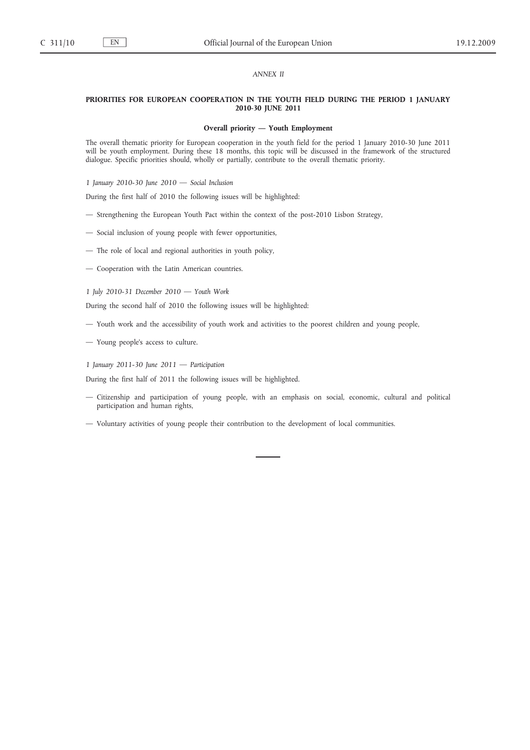*ANNEX II*

## PRIORITIES FOR EUROPEAN COOPERATION IN THE YOUTH FIELD DURING THE PERIOD 1 JANUARY 2010-30 JUNE 2011

### Overall priority — Youth Employment

The overall thematic priority for European cooperation in the youth field for the period 1 January 2010-30 June 2011 will be youth employment. During these 18 months, this topic will be discussed in the framework of the structured dialogue. Specific priorities should, wholly or partially, contribute to the overall thematic priority.

*1 January 2010-30 June 2010 — Social Inclusion*

During the first half of 2010 the following issues will be highlighted:

— Strengthening the European Youth Pact within the context of the post-2010 Lisbon Strategy,

— Social inclusion of young people with fewer opportunities,

— The role of local and regional authorities in youth policy,

— Cooperation with the Latin American countries.

*1 July 2010-31 December 2010 — Youth Work*

During the second half of 2010 the following issues will be highlighted:

— Youth work and the accessibility of youth work and activities to the poorest children and young people,

— Young people's access to culture.

*1 January 2011-30 June 2011 — Participation*

During the first half of 2011 the following issues will be highlighted.

— Citizenship and participation of young people, with an emphasis on social, economic, cultural and political participation and human rights,

— Voluntary activities of young people their contribution to the development of local communities.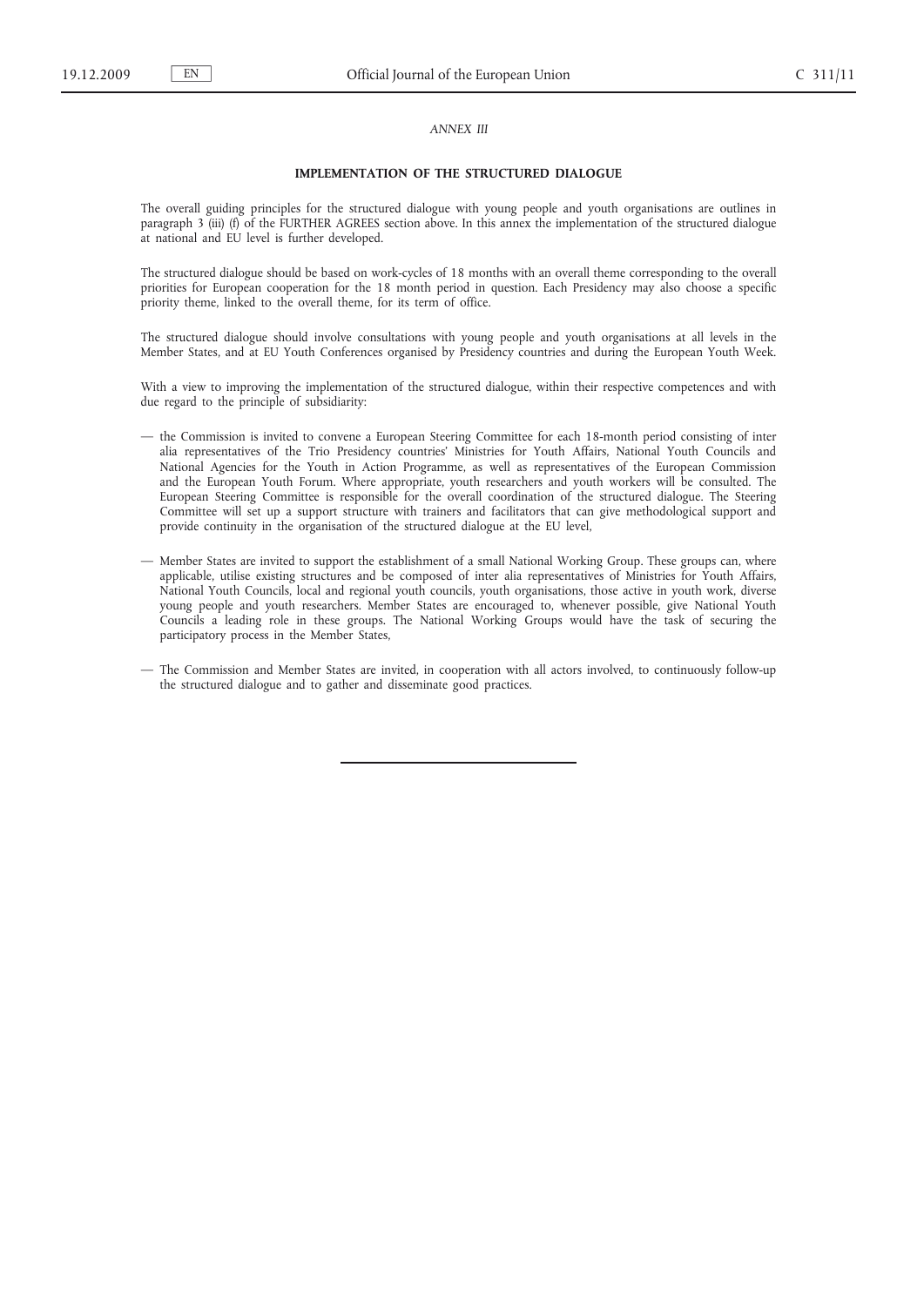*ANNEX III*

**IMPLEMENTATION OF THE STRUCTURED DIALOGUE**

The overall guiding principles for the structured dialogue with young people and youth organisations are outlines in paragraph 3 (iii) (f) of the FURTHER AGREES section above. In this annex the implementation of the structured dialogue at national and EU level is further developed.

The structured dialogue should be based on work-cycles of 18 months with an overall theme corresponding to the overall priorities for European cooperation for the 18 month period in question. Each Presidency may also choose a specific priority theme, linked to the overall theme, for its term of office.

The structured dialogue should involve consultations with young people and youth organisations at all levels in the Member States, and at EU Youth Conferences organised by Presidency countries and during the European Youth Week.

With a view to improving the implementation of the structured dialogue, within their respective competences and with due regard to the principle of subsidiarity:

— the Commission is invited to convene a European Steering Committee for each 18-month period consisting of inter alia representatives of the Trio Presidency countries' Ministries for Youth Affairs, National Youth Councils and National Agencies for the Youth in Action Programme, as well as representatives of the European Commission and the European Youth Forum. Where appropriate, youth researchers and youth workers will be consulted. The European Steering Committee is responsible for the overall coordination of the structured dialogue. The Steering Committee will set up a support structure with trainers and facilitators that can give methodological support and provide continuity in the organisation of the structured dialogue at the EU level,

— Member States are invited to support the establishment of a small National Working Group. These groups can, where applicable, utilise existing structures and be composed of inter alia representatives of Ministries for Youth Affairs, National Youth Councils, local and regional youth councils, youth organisations, those active in youth work, diverse young people and youth researchers. Member States are encouraged to, whenever possible, give National Youth Councils a leading role in these groups. The National Working Groups would have the task of securing the participatory process in the Member States,

— The Commission and Member States are invited, in cooperation with all actors involved, to continuously follow-up the structured dialogue and to gather and disseminate good practices.